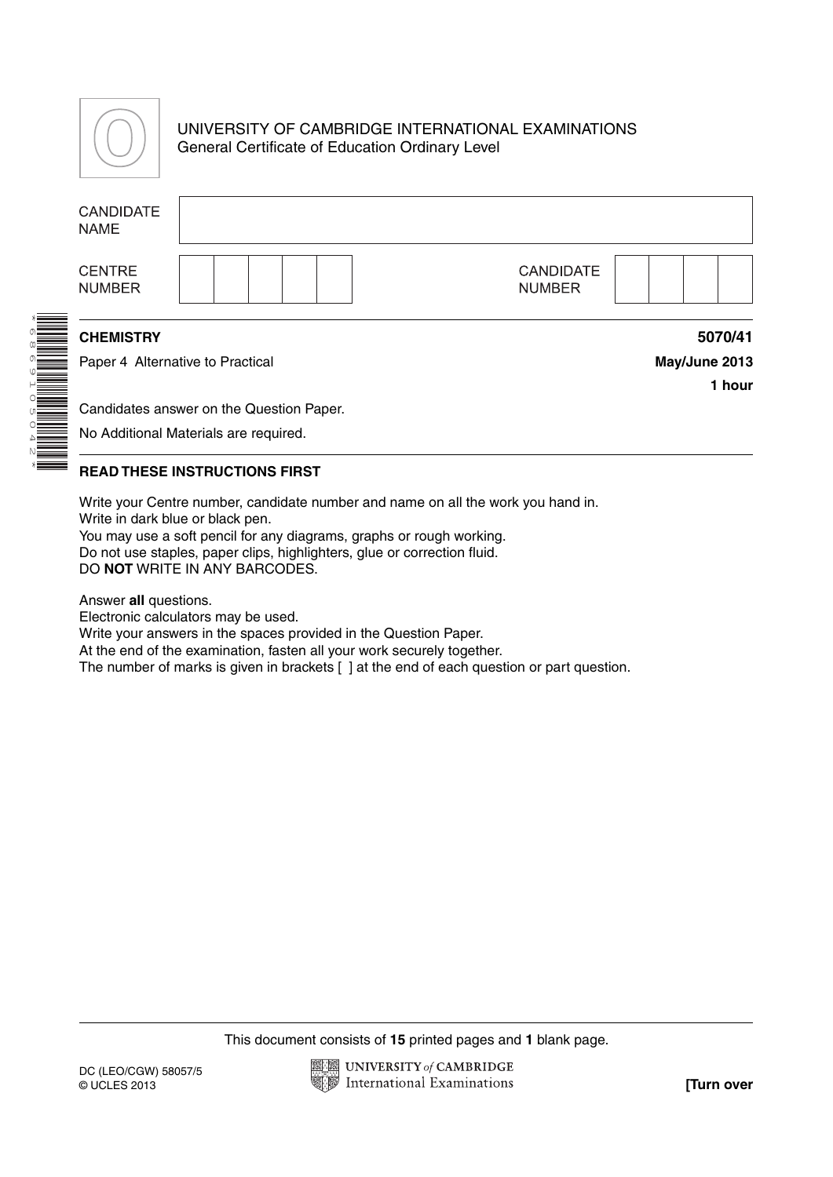UNIVERSITY OF CAMBRIDGE INTERNATIONAL EXAMINATIONS
General Certificate of Education Ordinary Level

| CANDIDATE NAME | |
|---|---|

| CENTRE NUMBER | | | | | | CANDIDATE NUMBER | | | | |
|---|---|---|---|---|---|---|---|---|---|---|

**CHEMISTRY** **5070/41**

Paper 4 Alternative to Practical **May/June 2013**

**1 hour**

Candidates answer on the Question Paper.

No Additional Materials are required.

**READ THESE INSTRUCTIONS FIRST**

Write your Centre number, candidate number and name on all the work you hand in.
Write in dark blue or black pen.
You may use a soft pencil for any diagrams, graphs or rough working.
Do not use staples, paper clips, highlighters, glue or correction fluid.
DO **NOT** WRITE IN ANY BARCODES.

Answer **all** questions.
Electronic calculators may be used.
Write your answers in the spaces provided in the Question Paper.
At the end of the examination, fasten all your work securely together.
The number of marks is given in brackets [ ] at the end of each question or part question.

This document consists of **15** printed pages and **1** blank page.

DC (LEO/CGW) 58057/5
© UCLES 2013

**[Turn over**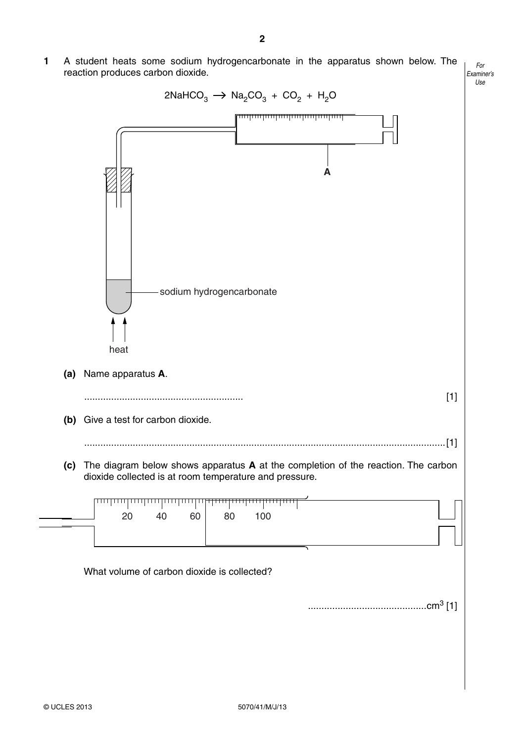**1** A student heats some sodium hydrogencarbonate in the apparatus shown below. The reaction produces carbon dioxide.

$$2NaHCO_3 \rightarrow Na_2CO_3 + CO_2 + H_2O$$

A

sodium hydrogencarbonate

heat

**(a)** Name apparatus **A**.

.......................................................... [1]

**(b)** Give a test for carbon dioxide.

.................................................................................................................................... [1]

**(c)** The diagram below shows apparatus **A** at the completion of the reaction. The carbon dioxide collected is at room temperature and pressure.

20 40 60 80 100

What volume of carbon dioxide is collected?

............................................$cm^3$ [1]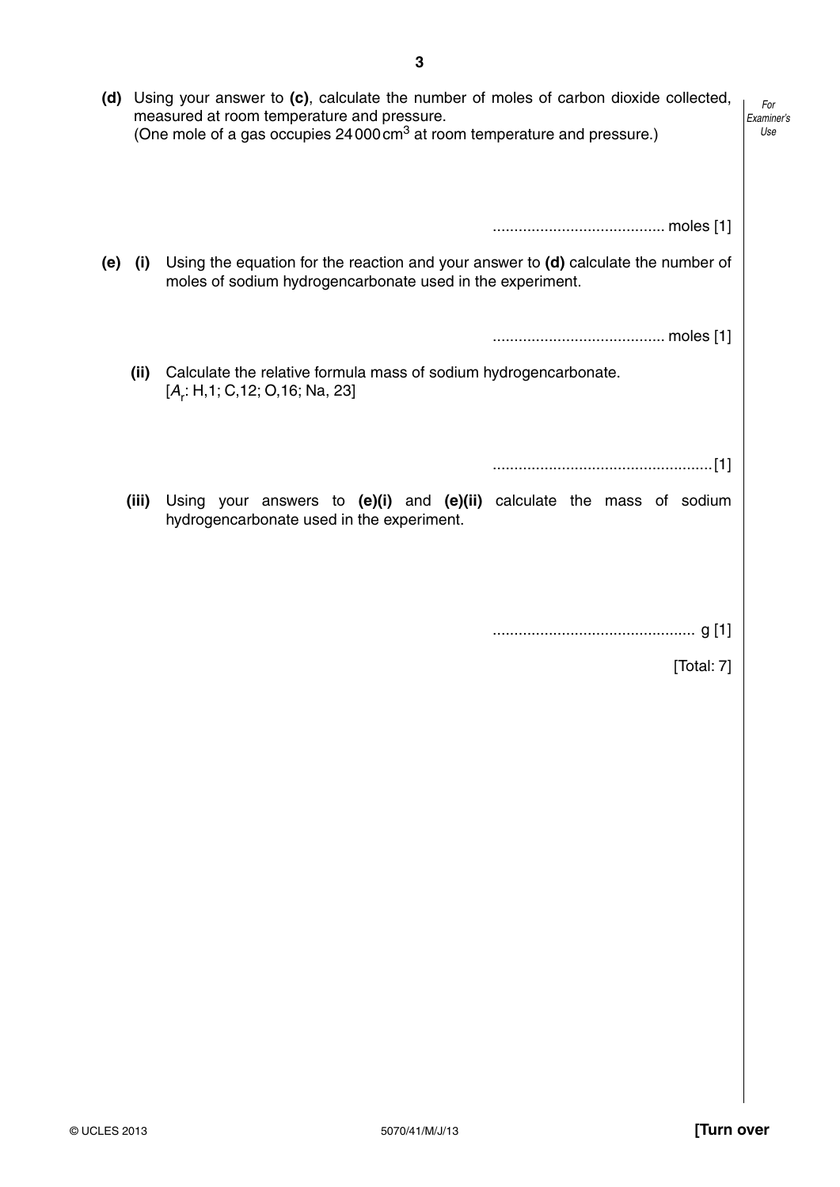**(d)** Using your answer to **(c)**, calculate the number of moles of carbon dioxide collected, measured at room temperature and pressure.
(One mole of a gas occupies 24 000 $cm^3$ at room temperature and pressure.)

........................................ moles [1]

**(e)** **(i)** Using the equation for the reaction and your answer to **(d)** calculate the number of moles of sodium hydrogencarbonate used in the experiment.

........................................ moles [1]

**(ii)** Calculate the relative formula mass of sodium hydrogencarbonate.
[$A_r$: H,1; C,12; O,16; Na, 23]

.................................................. [1]

**(iii)** Using your answers to **(e)(i)** and **(e)(ii)** calculate the mass of sodium hydrogencarbonate used in the experiment.

.............................................. g [1]

[Total: 7]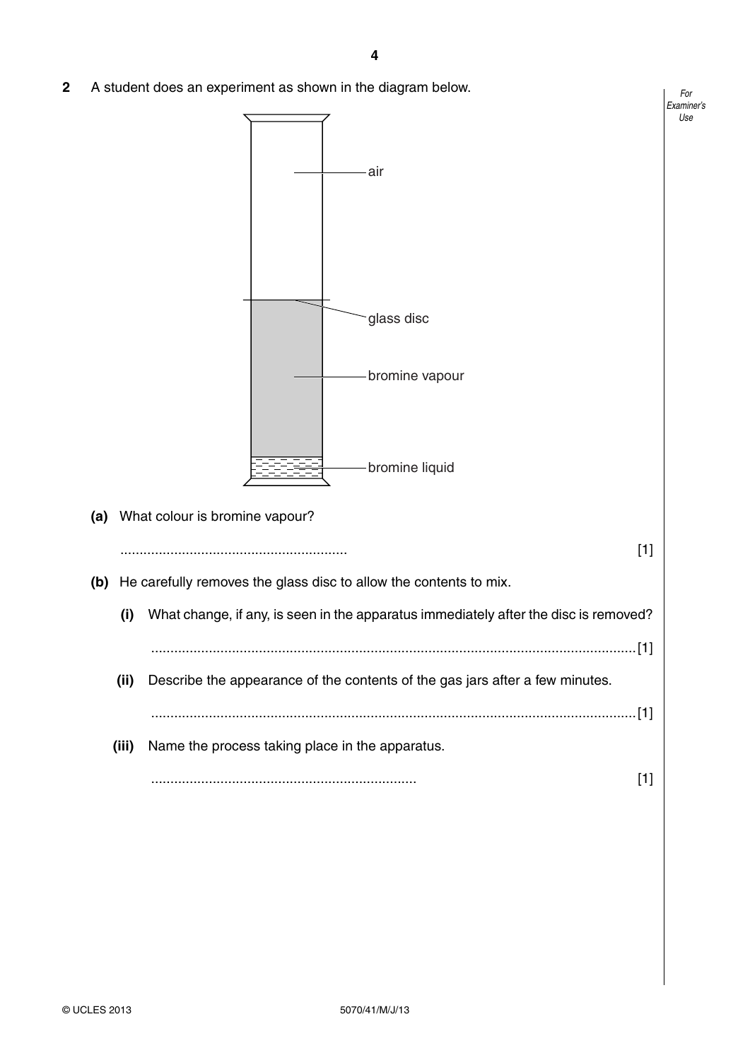**2** A student does an experiment as shown in the diagram below.

air

glass disc

bromine vapour

bromine liquid

**(a)** What colour is bromine vapour?

.......................................................... [1]

**(b)** He carefully removes the glass disc to allow the contents to mix.

**(i)** What change, if any, is seen in the apparatus immediately after the disc is removed?

.............................................................................................................................[1]

**(ii)** Describe the appearance of the contents of the gas jars after a few minutes.

.............................................................................................................................[1]

**(iii)** Name the process taking place in the apparatus.

..................................................................... [1]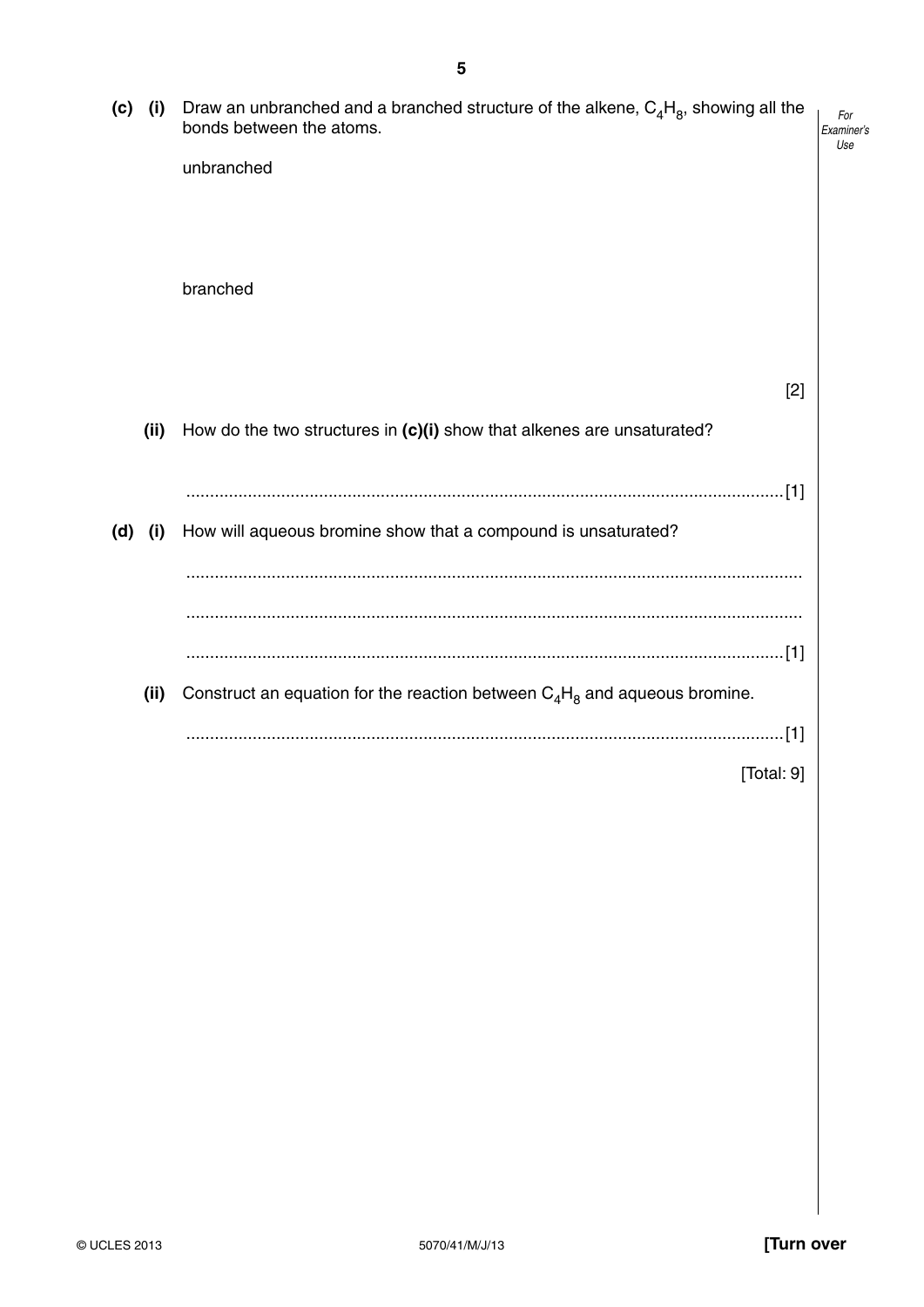**(c) (i)** Draw an unbranched and a branched structure of the alkene, $C_4H_8$, showing all the bonds between the atoms.

unbranched

branched

[2]

**(ii)** How do the two structures in **(c)(i)** show that alkenes are unsaturated?

.............................................................................................................................. [1]

**(d) (i)** How will aqueous bromine show that a compound is unsaturated?

..............................................................................................................................

..............................................................................................................................

.............................................................................................................................. [1]

**(ii)** Construct an equation for the reaction between $C_4H_8$ and aqueous bromine.

.............................................................................................................................. [1]

[Total: 9]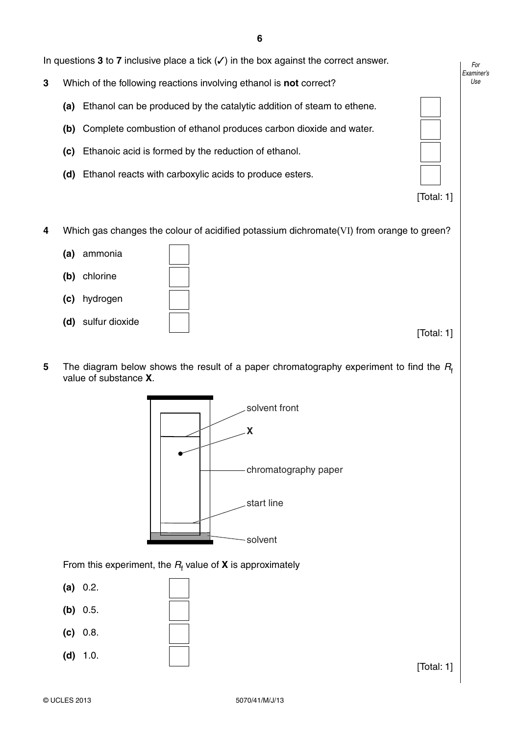In questions **3** to **7** inclusive place a tick (✓) in the box against the correct answer.

**3** Which of the following reactions involving ethanol is **not** correct?

**(a)** Ethanol can be produced by the catalytic addition of steam to ethene. ☐

**(b)** Complete combustion of ethanol produces carbon dioxide and water. ☐

**(c)** Ethanoic acid is formed by the reduction of ethanol. ☐

**(d)** Ethanol reacts with carboxylic acids to produce esters. ☐

[Total: 1]

**4** Which gas changes the colour of acidified potassium dichromate(VI) from orange to green?

**(a)** ammonia ☐

**(b)** chlorine ☐

**(c)** hydrogen ☐

**(d)** sulfur dioxide ☐

[Total: 1]

**5** The diagram below shows the result of a paper chromatography experiment to find the $R_f$ value of substance **X**.

solvent front

**X**

chromatography paper

start line

solvent

From this experiment, the $R_f$ value of **X** is approximately

**(a)** 0.2. ☐

**(b)** 0.5. ☐

**(c)** 0.8. ☐

**(d)** 1.0. ☐

[Total: 1]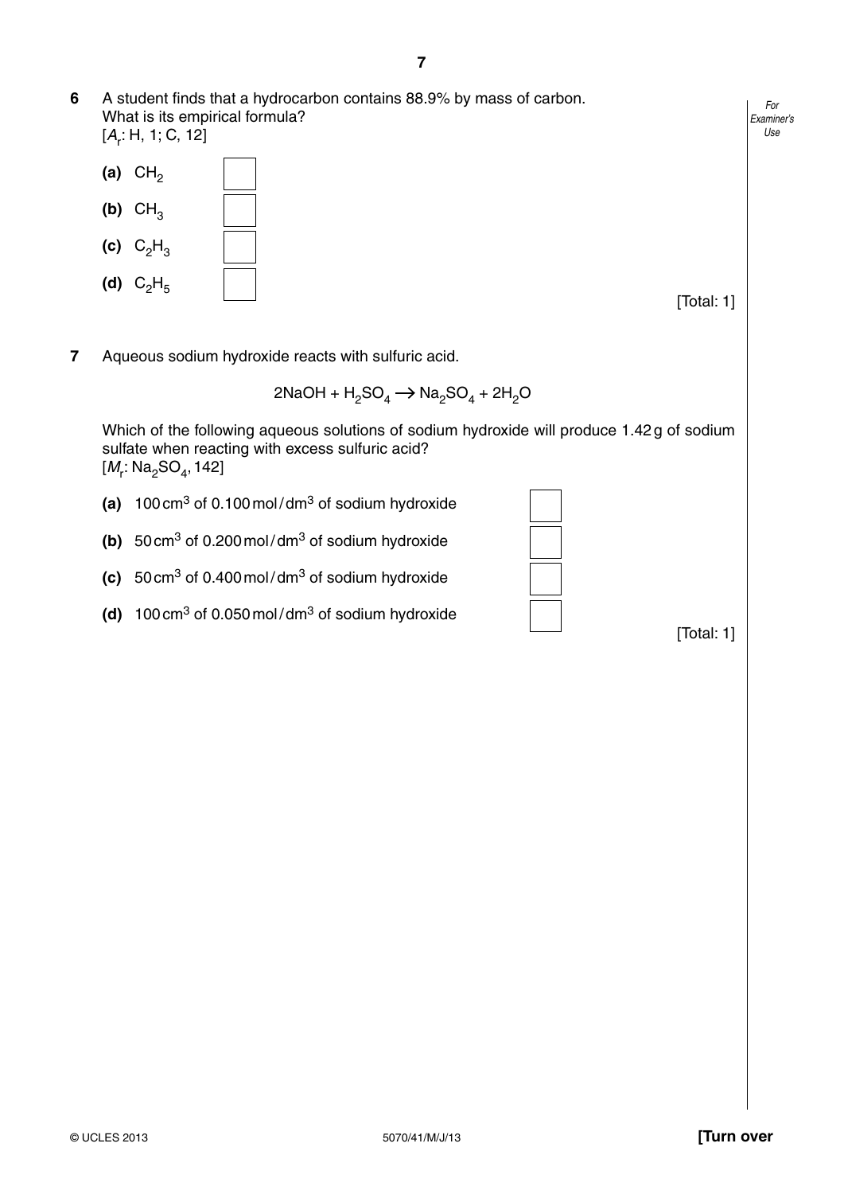**6** A student finds that a hydrocarbon contains 88.9% by mass of carbon.
What is its empirical formula?
[$A_r$: H, 1; C, 12]

**(a)** $CH_2$ ☐

**(b)** $CH_3$ ☐

**(c)** $C_2H_3$ ☐

**(d)** $C_2H_5$ ☐

[Total: 1]

**7** Aqueous sodium hydroxide reacts with sulfuric acid.

$$2NaOH + H_2SO_4 \rightarrow Na_2SO_4 + 2H_2O$$

Which of the following aqueous solutions of sodium hydroxide will produce 1.42 g of sodium sulfate when reacting with excess sulfuric acid?
[$M_r$: $Na_2SO_4$, 142]

**(a)** 100 $cm^3$ of 0.100 mol/$dm^3$ of sodium hydroxide ☐

**(b)** 50 $cm^3$ of 0.200 mol/$dm^3$ of sodium hydroxide ☐

**(c)** 50 $cm^3$ of 0.400 mol/$dm^3$ of sodium hydroxide ☐

**(d)** 100 $cm^3$ of 0.050 mol/$dm^3$ of sodium hydroxide ☐

[Total: 1]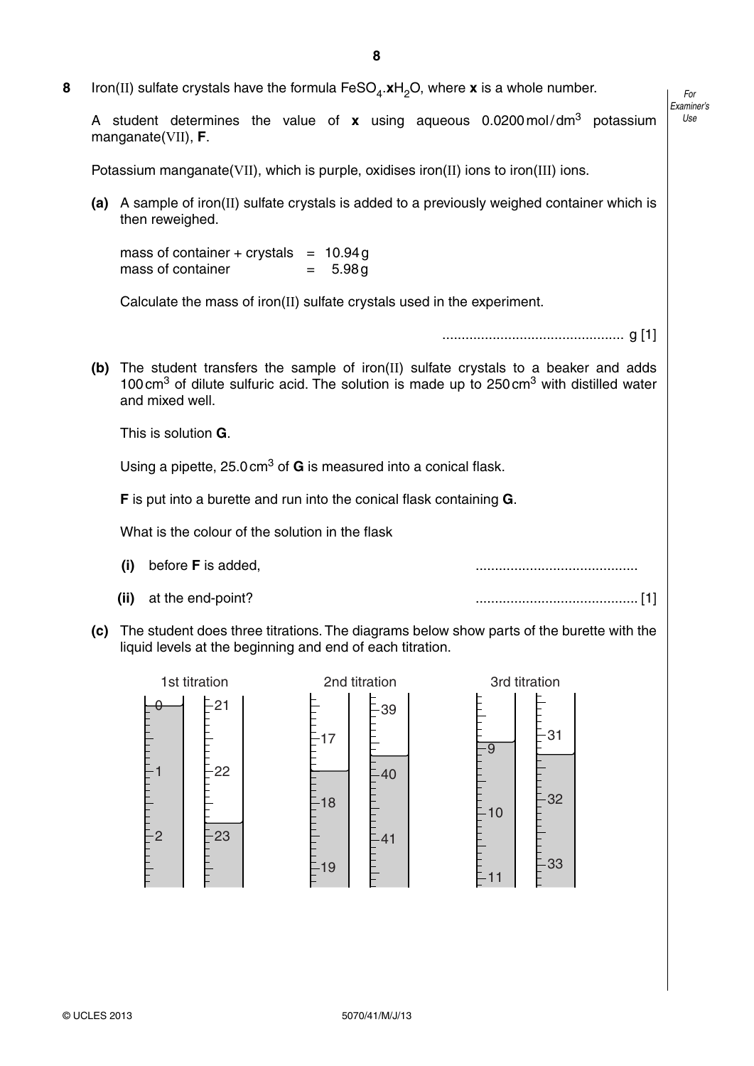**8** Iron(II) sulfate crystals have the formula $FeSO_4.\mathbf{x}H_2O$, where **x** is a whole number.

A student determines the value of **x** using aqueous 0.0200 mol/dm$^3$ potassium manganate(VII), **F**.

Potassium manganate(VII), which is purple, oxidises iron(II) ions to iron(III) ions.

**(a)** A sample of iron(II) sulfate crystals is added to a previously weighed container which is then reweighed.

mass of container + crystals = 10.94 g
mass of container = 5.98 g

Calculate the mass of iron(II) sulfate crystals used in the experiment.

.............................................. g [1]

**(b)** The student transfers the sample of iron(II) sulfate crystals to a beaker and adds 100 cm$^3$ of dilute sulfuric acid. The solution is made up to 250 cm$^3$ with distilled water and mixed well.

This is solution **G**.

Using a pipette, 25.0 cm$^3$ of **G** is measured into a conical flask.

**F** is put into a burette and run into the conical flask containing **G**.

What is the colour of the solution in the flask

**(i)** before **F** is added, ..........................................

**(ii)** at the end-point? .......................................... [1]

**(c)** The student does three titrations. The diagrams below show parts of the burette with the liquid levels at the beginning and end of each titration.

1st titration    2nd titration    3rd titration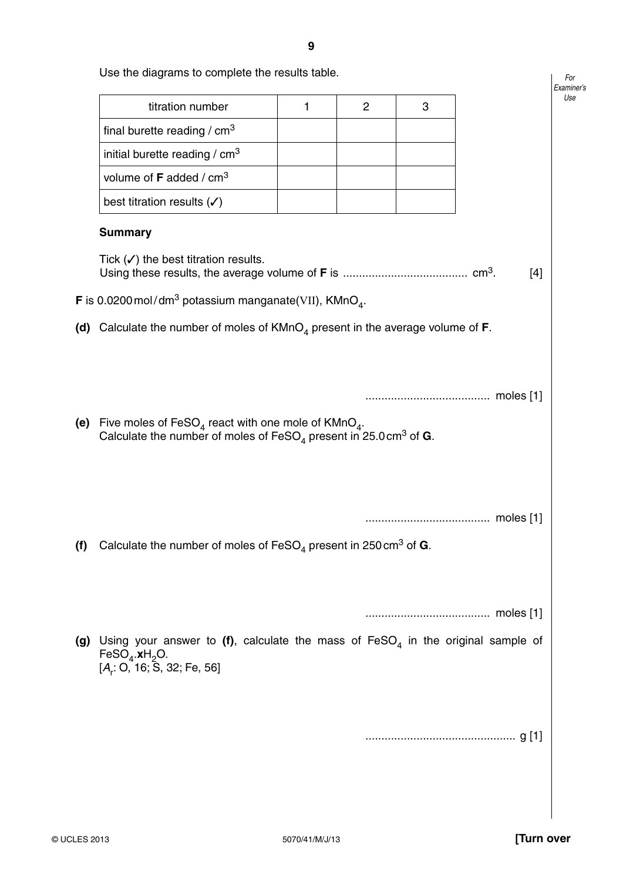Use the diagrams to complete the results table.

| titration number | 1 | 2 | 3 |
|---|---|---|---|
| final burette reading / $cm^3$ | | | |
| initial burette reading / $cm^3$ | | | |
| volume of **F** added / $cm^3$ | | | |
| best titration results (✓) | | | |

**Summary**

Tick (✓) the best titration results.
Using these results, the average volume of **F** is ....................................... $cm^3$. [4]

**F** is 0.0200 mol / $dm^3$ potassium manganate(VII), $KMnO_4$.

**(d)** Calculate the number of moles of $KMnO_4$ present in the average volume of **F**.

....................................... moles [1]

**(e)** Five moles of $FeSO_4$ react with one mole of $KMnO_4$.
Calculate the number of moles of $FeSO_4$ present in 25.0 $cm^3$ of **G**.

....................................... moles [1]

**(f)** Calculate the number of moles of $FeSO_4$ present in 250 $cm^3$ of **G**.

....................................... moles [1]

**(g)** Using your answer to **(f)**, calculate the mass of $FeSO_4$ in the original sample of $FeSO_4$.**x**$H_2O$.
[$A_r$: O, 16; S, 32; Fe, 56]

............................................... g [1]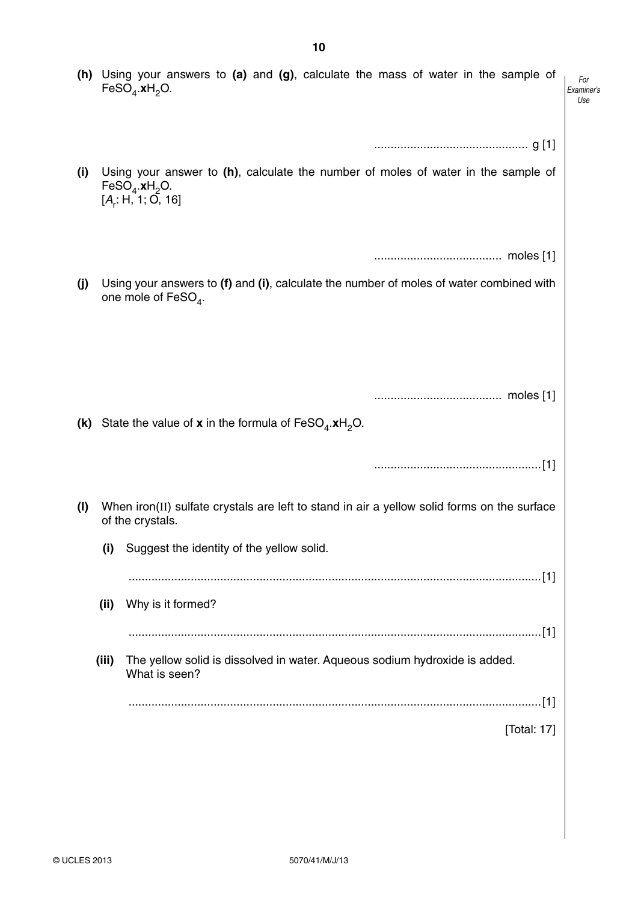**(h)** Using your answers to **(a)** and **(g)**, calculate the mass of water in the sample of $FeSO_4.\mathbf{x}H_2O$.

.............................................. g [1]

**(i)** Using your answer to **(h)**, calculate the number of moles of water in the sample of $FeSO_4.\mathbf{x}H_2O$.
[$A_r$: H, 1; O, 16]

....................................... moles [1]

**(j)** Using your answers to **(f)** and **(i)**, calculate the number of moles of water combined with one mole of $FeSO_4$.

....................................... moles [1]

**(k)** State the value of **x** in the formula of $FeSO_4.\mathbf{x}H_2O$.

...................................................[1]

**(l)** When iron(II) sulfate crystals are left to stand in air a yellow solid forms on the surface of the crystals.

**(i)** Suggest the identity of the yellow solid.

.............................................................................................................................[1]

**(ii)** Why is it formed?

.............................................................................................................................[1]

**(iii)** The yellow solid is dissolved in water. Aqueous sodium hydroxide is added. What is seen?

.............................................................................................................................[1]

[Total: 17]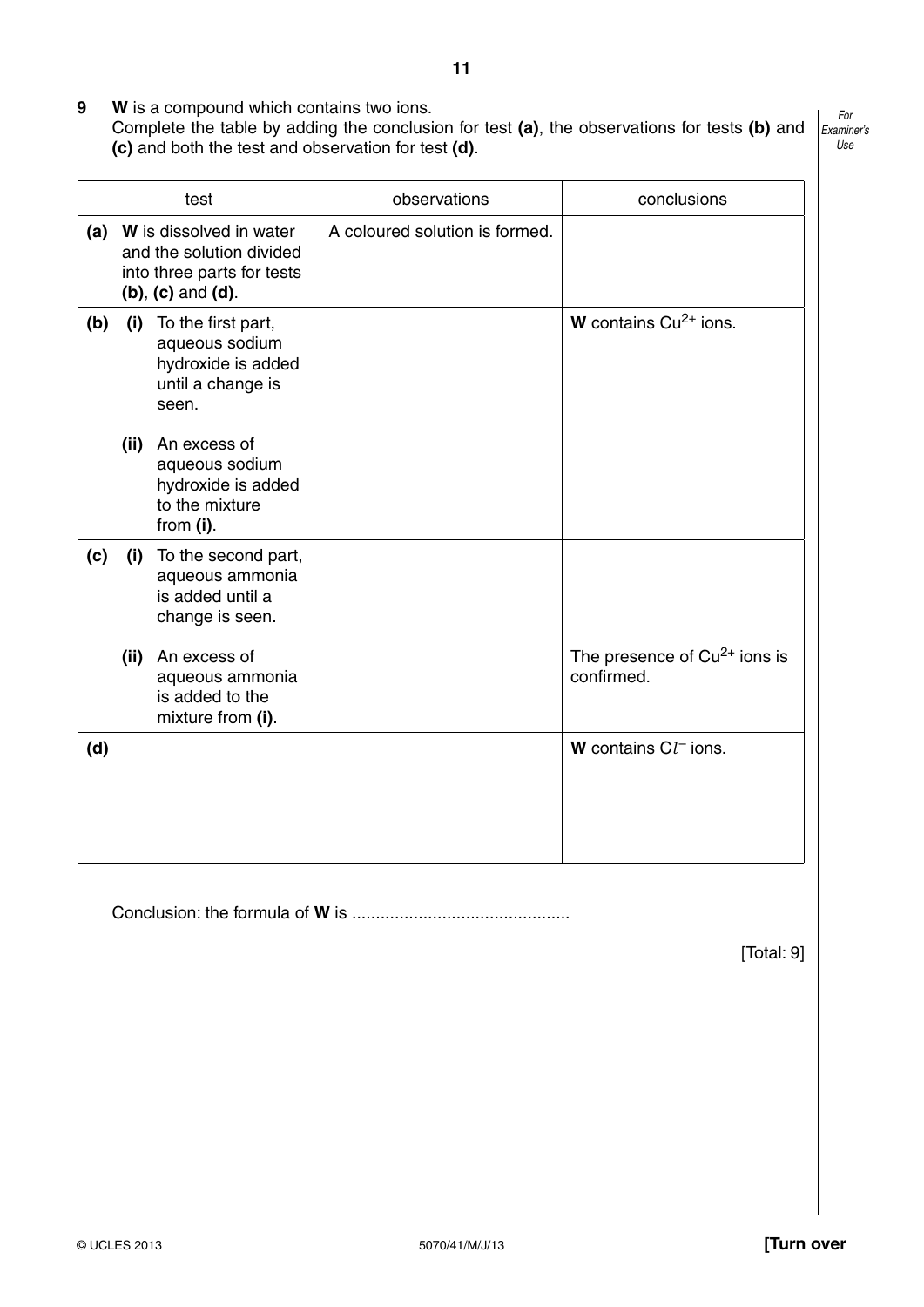**9** **W** is a compound which contains two ions.
Complete the table by adding the conclusion for test **(a)**, the observations for tests **(b)** and **(c)** and both the test and observation for test **(d)**.

| test | observations | conclusions |
|---|---|---|
| **(a)** **W** is dissolved in water and the solution divided into three parts for tests **(b)**, **(c)** and **(d)**. | A coloured solution is formed. | |
| **(b)** **(i)** To the first part, aqueous sodium hydroxide is added until a change is seen.<br><br>**(ii)** An excess of aqueous sodium hydroxide is added to the mixture from **(i)**. | | **W** contains $Cu^{2+}$ ions. |
| **(c)** **(i)** To the second part, aqueous ammonia is added until a change is seen.<br><br>**(ii)** An excess of aqueous ammonia is added to the mixture from **(i)**. | | <br><br><br><br>The presence of $Cu^{2+}$ ions is confirmed. |
| **(d)** | | **W** contains $Cl^-$ ions. |

Conclusion: the formula of **W** is .............................................

[Total: 9]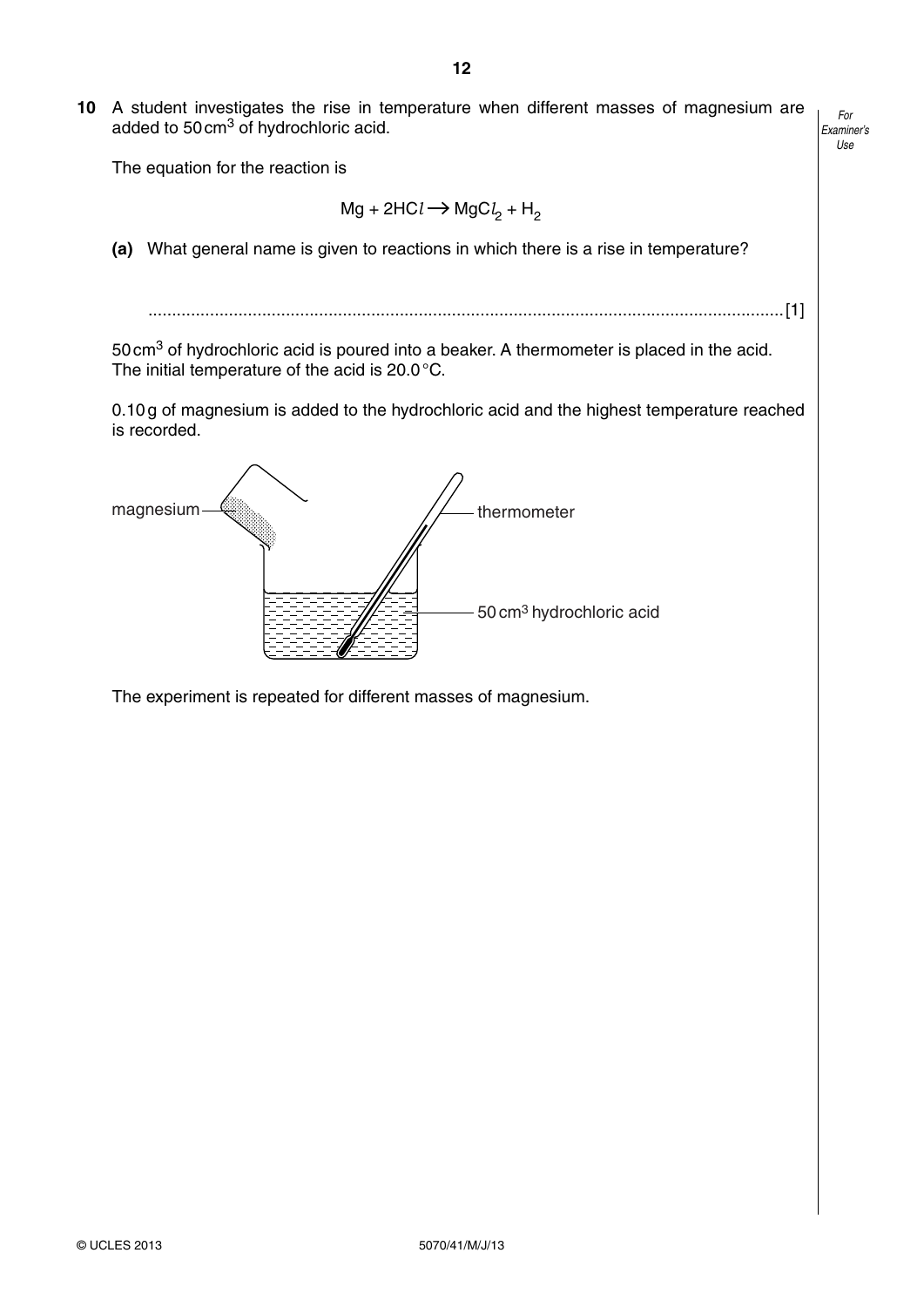**10** A student investigates the rise in temperature when different masses of magnesium are added to 50 $cm^3$ of hydrochloric acid.

The equation for the reaction is

$$Mg + 2HCl \rightarrow MgCl_2 + H_2$$

**(a)** What general name is given to reactions in which there is a rise in temperature?

.......................................................................................................................................[1]

50 $cm^3$ of hydrochloric acid is poured into a beaker. A thermometer is placed in the acid. The initial temperature of the acid is 20.0 °C.

0.10 g of magnesium is added to the hydrochloric acid and the highest temperature reached is recorded.

magnesium

thermometer

50 $cm^3$ hydrochloric acid

The experiment is repeated for different masses of magnesium.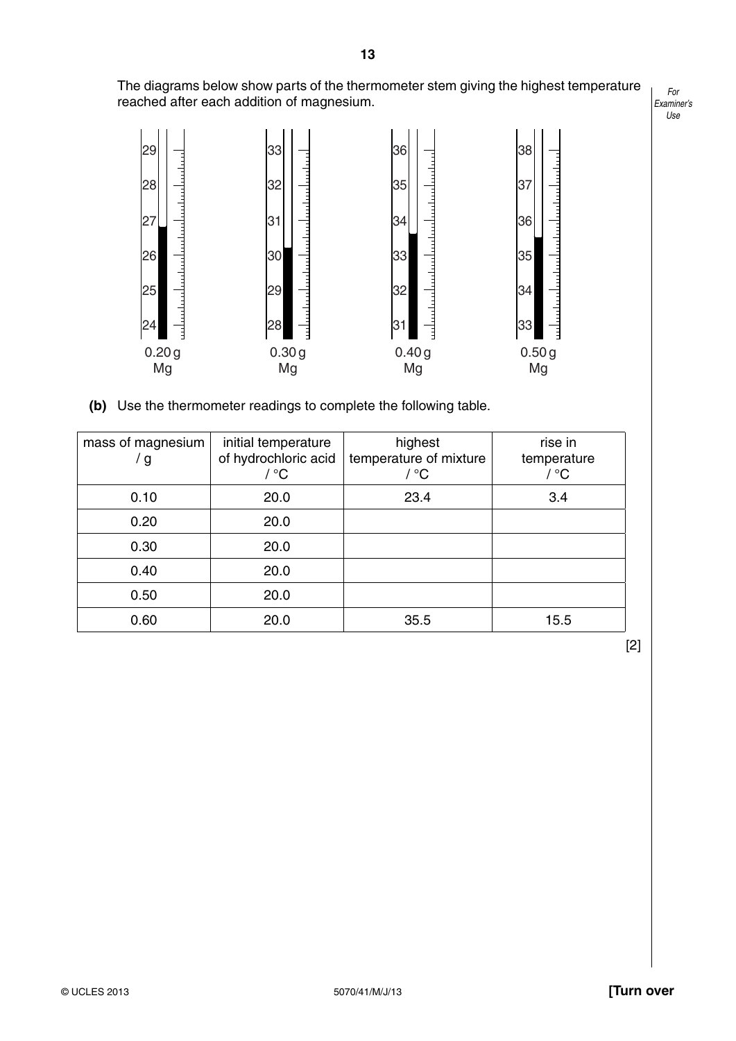The diagrams below show parts of the thermometer stem giving the highest temperature reached after each addition of magnesium.

0.20 g Mg | 0.30 g Mg | 0.40 g Mg | 0.50 g Mg

**(b)** Use the thermometer readings to complete the following table.

| mass of magnesium / g | initial temperature of hydrochloric acid / °C | highest temperature of mixture / °C | rise in temperature / °C |
|---|---|---|---|
| 0.10 | 20.0 | 23.4 | 3.4 |
| 0.20 | 20.0 | | |
| 0.30 | 20.0 | | |
| 0.40 | 20.0 | | |
| 0.50 | 20.0 | | |
| 0.60 | 20.0 | 35.5 | 15.5 |

[2]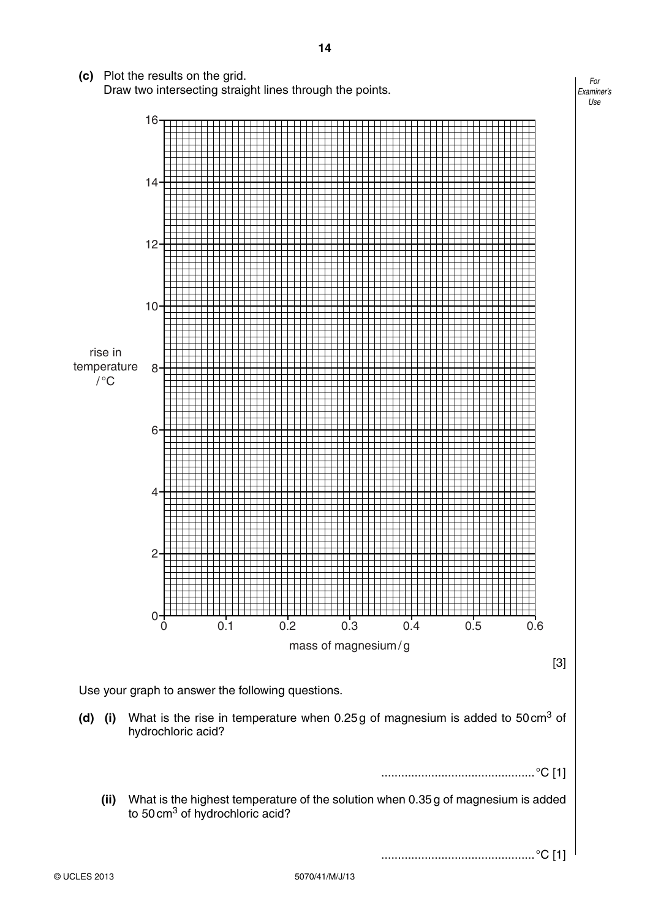**(c)** Plot the results on the grid.
Draw two intersecting straight lines through the points.

[Graph grid: y-axis "rise in temperature / °C" from 0 to 16; x-axis "mass of magnesium / g" from 0 to 0.6]

[3]

Use your graph to answer the following questions.

**(d)** **(i)** What is the rise in temperature when 0.25 g of magnesium is added to 50 $cm^3$ of hydrochloric acid?

.............................................. °C [1]

**(ii)** What is the highest temperature of the solution when 0.35 g of magnesium is added to 50 $cm^3$ of hydrochloric acid?

.............................................. °C [1]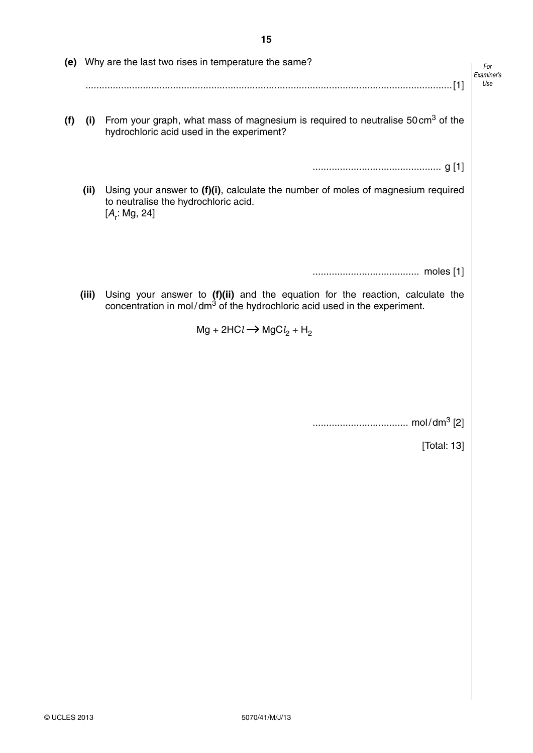**(e)** Why are the last two rises in temperature the same?

.............................................................................................................................................[1]

**(f)** **(i)** From your graph, what mass of magnesium is required to neutralise 50 $cm^3$ of the hydrochloric acid used in the experiment?

.............................................. g [1]

**(ii)** Using your answer to **(f)(i)**, calculate the number of moles of magnesium required to neutralise the hydrochloric acid.
[$A_r$: Mg, 24]

....................................... moles [1]

**(iii)** Using your answer to **(f)(ii)** and the equation for the reaction, calculate the concentration in mol / $dm^3$ of the hydrochloric acid used in the experiment.

$$Mg + 2HCl \rightarrow MgCl_2 + H_2$$

................................... mol / $dm^3$ [2]

[Total: 13]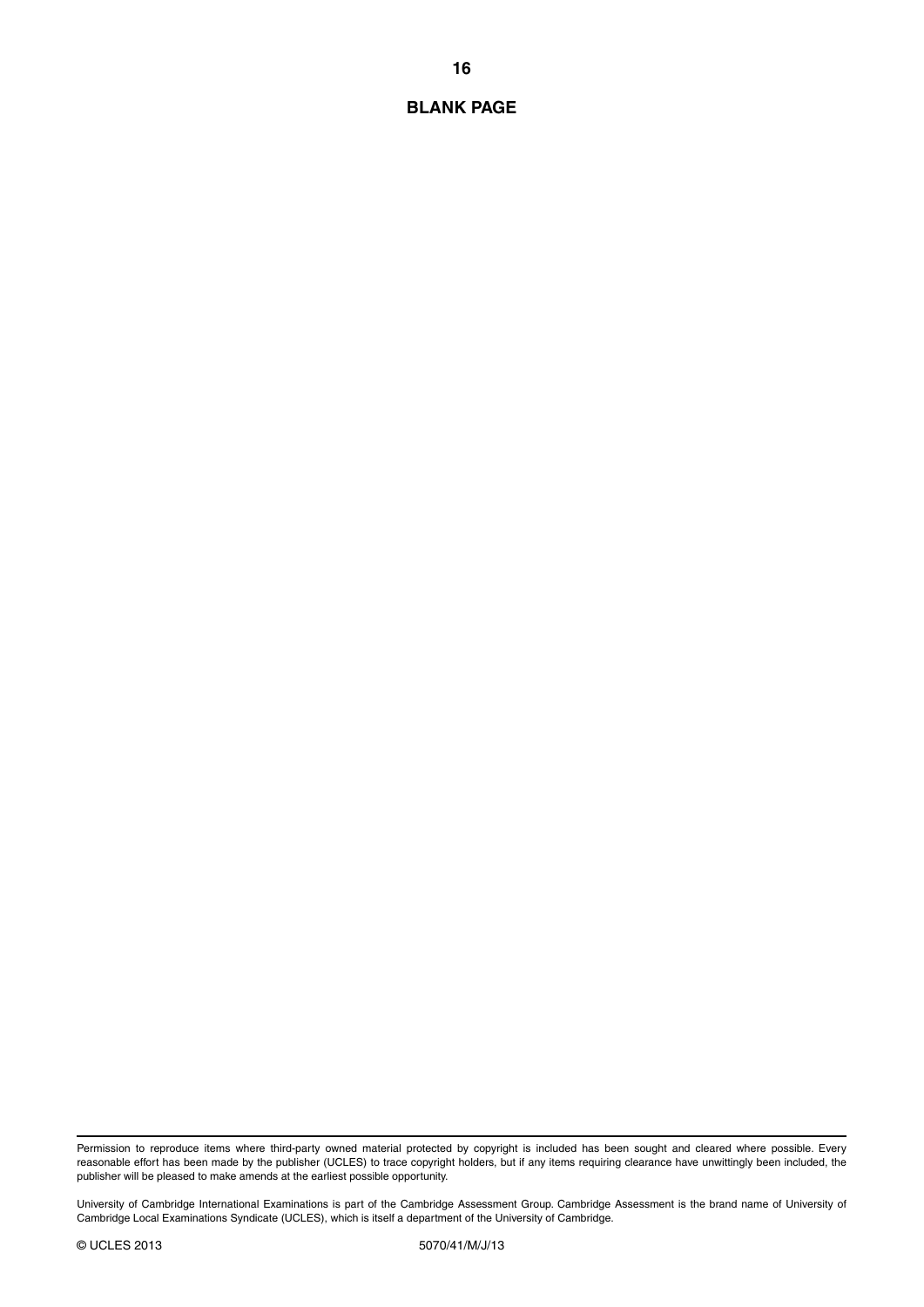**BLANK PAGE**

Permission to reproduce items where third-party owned material protected by copyright is included has been sought and cleared where possible. Every reasonable effort has been made by the publisher (UCLES) to trace copyright holders, but if any items requiring clearance have unwittingly been included, the publisher will be pleased to make amends at the earliest possible opportunity.

University of Cambridge International Examinations is part of the Cambridge Assessment Group. Cambridge Assessment is the brand name of University of Cambridge Local Examinations Syndicate (UCLES), which is itself a department of the University of Cambridge.

© UCLES 2013 5070/41/M/J/13